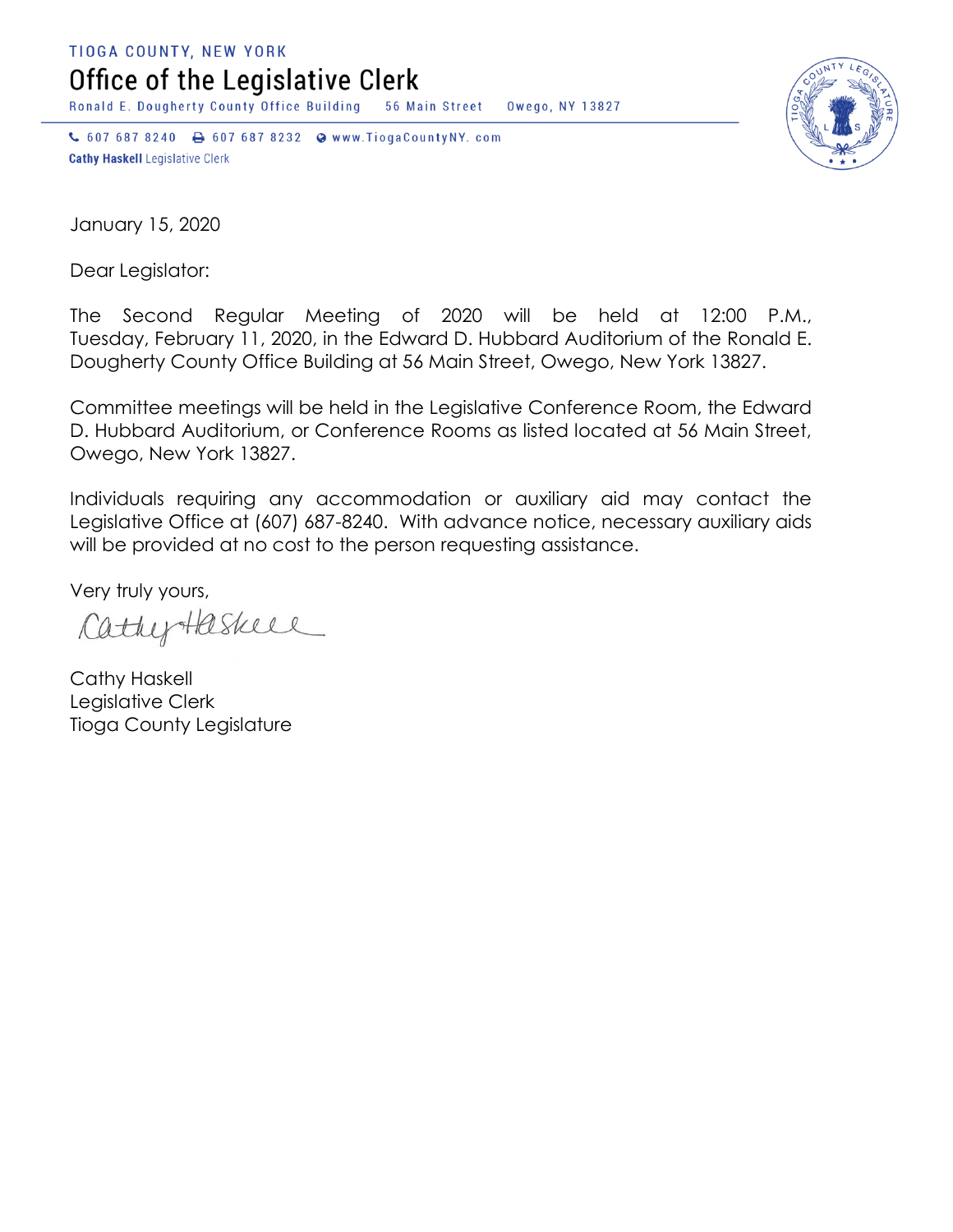TIOGA COUNTY, NEW YORK

# Office of the Legislative Clerk

Ronald E. Dougherty County Office Building 56 Main Street Owego, NY 13827

607 687 8240 607 687 8232 www.TiogaCountyNY. com

**Cathy Haskell** Legislative Clerk

January 15, 2020

Dear Legislator:

The Second Regular Meeting of 2020 will be held at 12:00 P.M., Tuesday, February 11, 2020, in the Edward D. Hubbard Auditorium of the Ronald E. Dougherty County Office Building at 56 Main Street, Owego, New York 13827.

Committee meetings will be held in the Legislative Conference Room, the Edward D. Hubbard Auditorium, or Conference Rooms as listed located at 56 Main Street, Owego, New York 13827.

Individuals requiring any accommodation or auxiliary aid may contact the Legislative Office at (607) 687-8240. With advance notice, necessary auxiliary aids will be provided at no cost to the person requesting assistance.

Very truly yours,

Cathy Haskell

Cathy Haskell
Legislative Clerk
Tioga County Legislature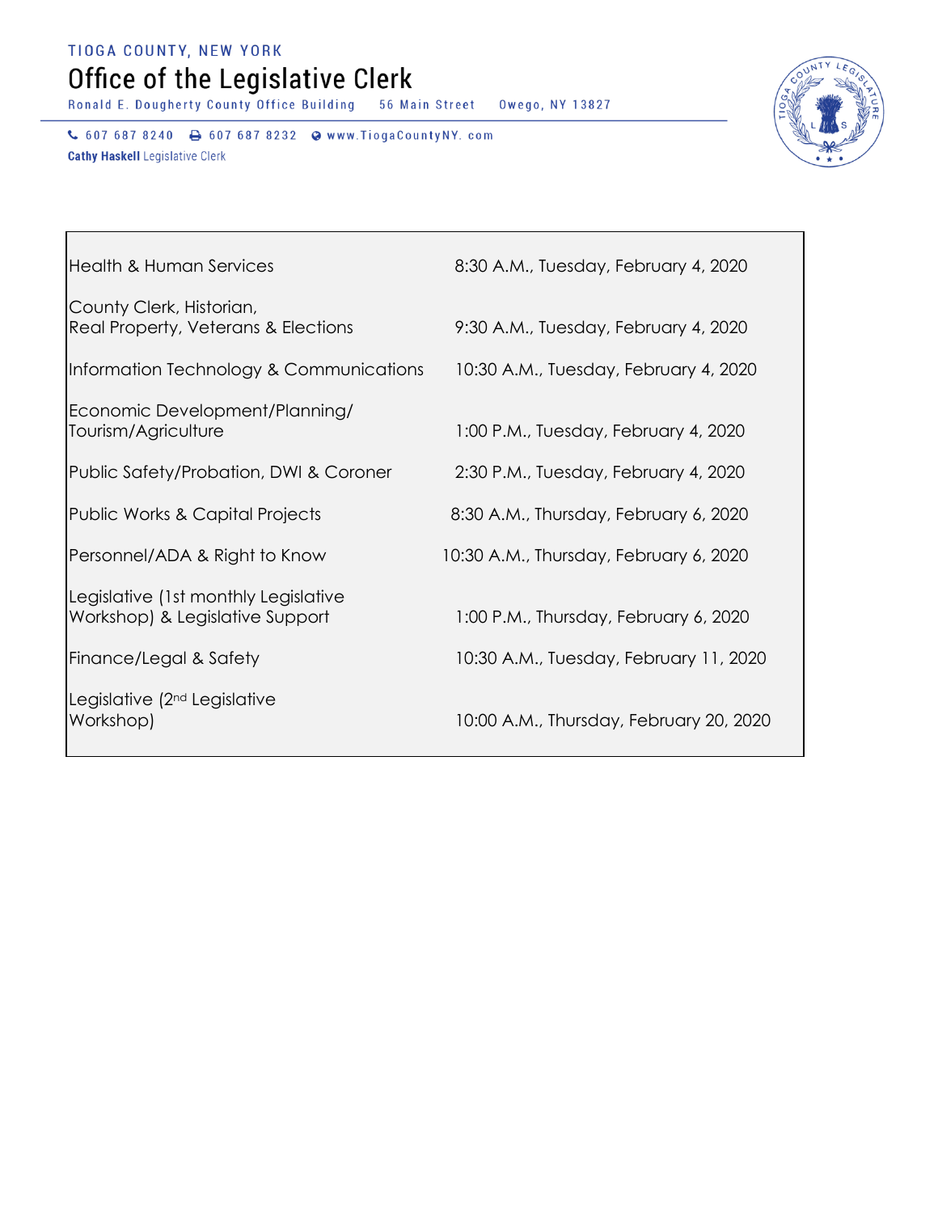TIOGA COUNTY, NEW YORK

# Office of the Legislative Clerk

Ronald E. Dougherty County Office Building 56 Main Street Owego, NY 13827

607 687 8240 607 687 8232 www.TiogaCountyNY. com

**Cathy Haskell** Legislative Clerk

| | |
|---|---|
| Health & Human Services | 8:30 A.M., Tuesday, February 4, 2020 |
| County Clerk, Historian, Real Property, Veterans & Elections | 9:30 A.M., Tuesday, February 4, 2020 |
| Information Technology & Communications | 10:30 A.M., Tuesday, February 4, 2020 |
| Economic Development/Planning/ Tourism/Agriculture | 1:00 P.M., Tuesday, February 4, 2020 |
| Public Safety/Probation, DWI & Coroner | 2:30 P.M., Tuesday, February 4, 2020 |
| Public Works & Capital Projects | 8:30 A.M., Thursday, February 6, 2020 |
| Personnel/ADA & Right to Know | 10:30 A.M., Thursday, February 6, 2020 |
| Legislative (1st monthly Legislative Workshop) & Legislative Support | 1:00 P.M., Thursday, February 6, 2020 |
| Finance/Legal & Safety | 10:30 A.M., Tuesday, February 11, 2020 |
| Legislative (2nd Legislative Workshop) | 10:00 A.M., Thursday, February 20, 2020 |